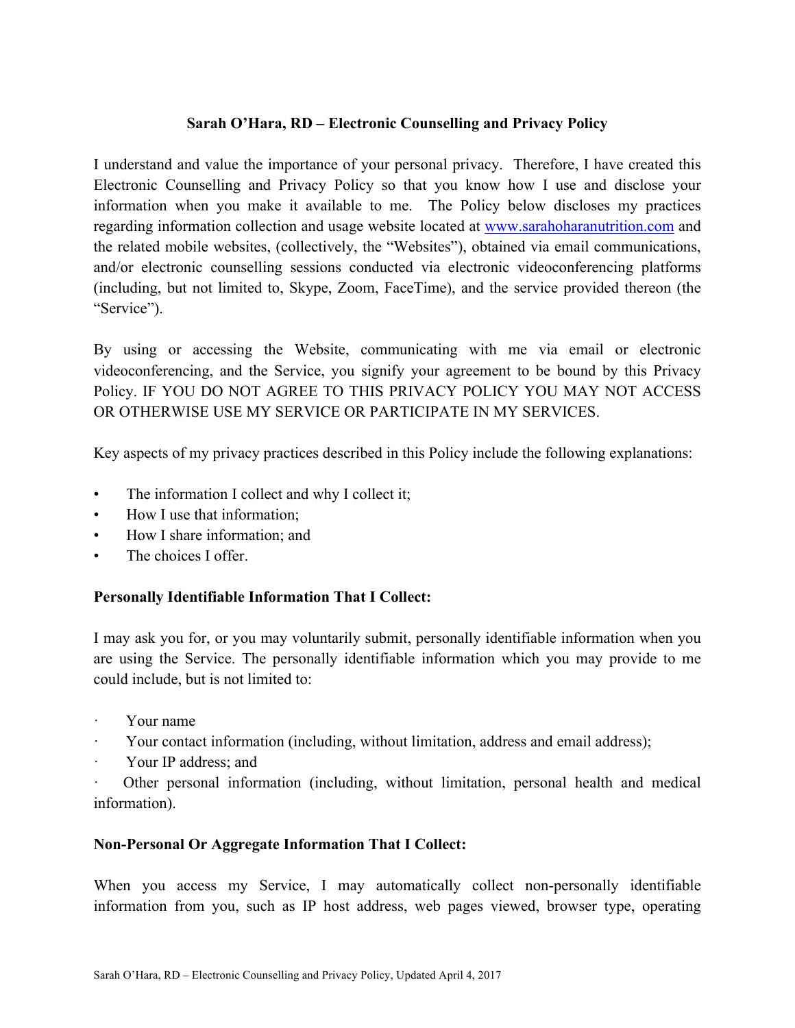# Sarah O'Hara, RD – Electronic Counselling and Privacy Policy

I understand and value the importance of your personal privacy. Therefore, I have created this Electronic Counselling and Privacy Policy so that you know how I use and disclose your information when you make it available to me. The Policy below discloses my practices regarding information collection and usage website located at www.sarahoharanutrition.com and the related mobile websites, (collectively, the "Websites"), obtained via email communications, and/or electronic counselling sessions conducted via electronic videoconferencing platforms (including, but not limited to, Skype, Zoom, FaceTime), and the service provided thereon (the "Service").

By using or accessing the Website, communicating with me via email or electronic videoconferencing, and the Service, you signify your agreement to be bound by this Privacy Policy. IF YOU DO NOT AGREE TO THIS PRIVACY POLICY YOU MAY NOT ACCESS OR OTHERWISE USE MY SERVICE OR PARTICIPATE IN MY SERVICES.

Key aspects of my privacy practices described in this Policy include the following explanations:

- The information I collect and why I collect it;
- How I use that information;
- How I share information; and
- The choices I offer.

**Personally Identifiable Information That I Collect:**

I may ask you for, or you may voluntarily submit, personally identifiable information when you are using the Service. The personally identifiable information which you may provide to me could include, but is not limited to:

- Your name
- Your contact information (including, without limitation, address and email address);
- Your IP address; and
- Other personal information (including, without limitation, personal health and medical information).

**Non-Personal Or Aggregate Information That I Collect:**

When you access my Service, I may automatically collect non-personally identifiable information from you, such as IP host address, web pages viewed, browser type, operating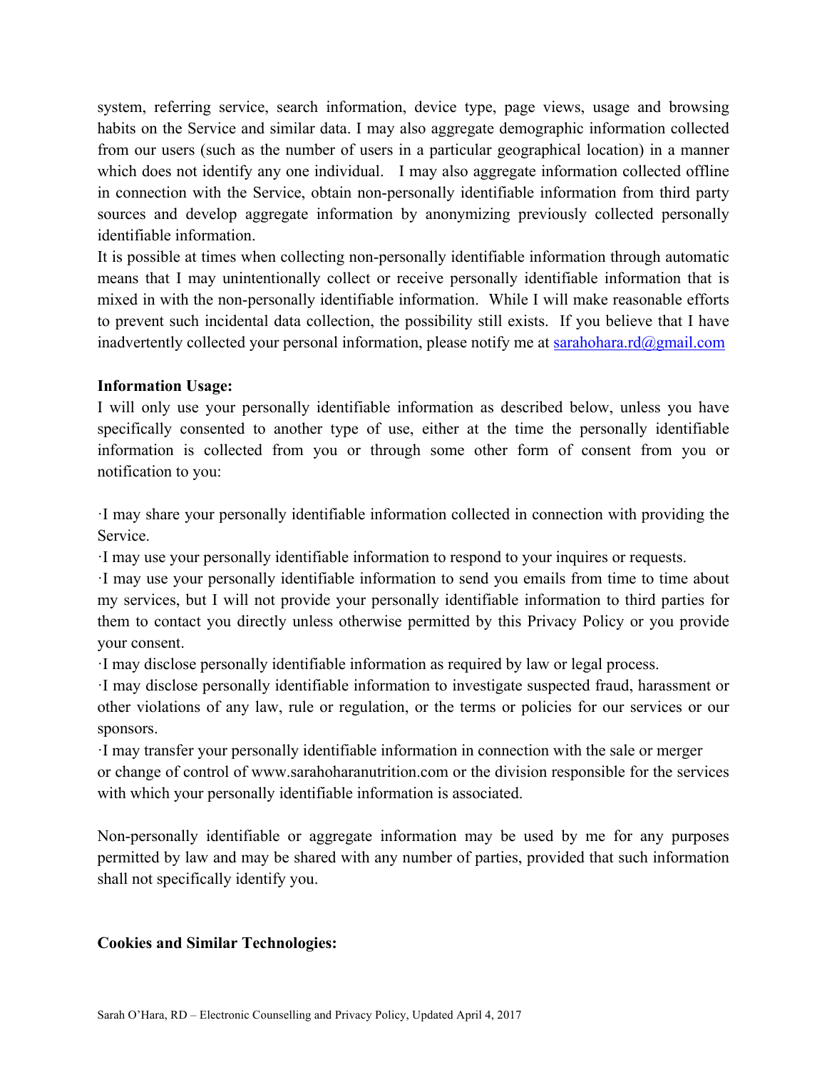system, referring service, search information, device type, page views, usage and browsing habits on the Service and similar data. I may also aggregate demographic information collected from our users (such as the number of users in a particular geographical location) in a manner which does not identify any one individual. I may also aggregate information collected offline in connection with the Service, obtain non-personally identifiable information from third party sources and develop aggregate information by anonymizing previously collected personally identifiable information.

It is possible at times when collecting non-personally identifiable information through automatic means that I may unintentionally collect or receive personally identifiable information that is mixed in with the non-personally identifiable information. While I will make reasonable efforts to prevent such incidental data collection, the possibility still exists. If you believe that I have inadvertently collected your personal information, please notify me at sarahohara.rd@gmail.com

**Information Usage:**

I will only use your personally identifiable information as described below, unless you have specifically consented to another type of use, either at the time the personally identifiable information is collected from you or through some other form of consent from you or notification to you:

·I may share your personally identifiable information collected in connection with providing the Service.

·I may use your personally identifiable information to respond to your inquires or requests.

·I may use your personally identifiable information to send you emails from time to time about my services, but I will not provide your personally identifiable information to third parties for them to contact you directly unless otherwise permitted by this Privacy Policy or you provide your consent.

·I may disclose personally identifiable information as required by law or legal process.

·I may disclose personally identifiable information to investigate suspected fraud, harassment or other violations of any law, rule or regulation, or the terms or policies for our services or our sponsors.

·I may transfer your personally identifiable information in connection with the sale or merger or change of control of www.sarahoharanutrition.com or the division responsible for the services with which your personally identifiable information is associated.

Non-personally identifiable or aggregate information may be used by me for any purposes permitted by law and may be shared with any number of parties, provided that such information shall not specifically identify you.

**Cookies and Similar Technologies:**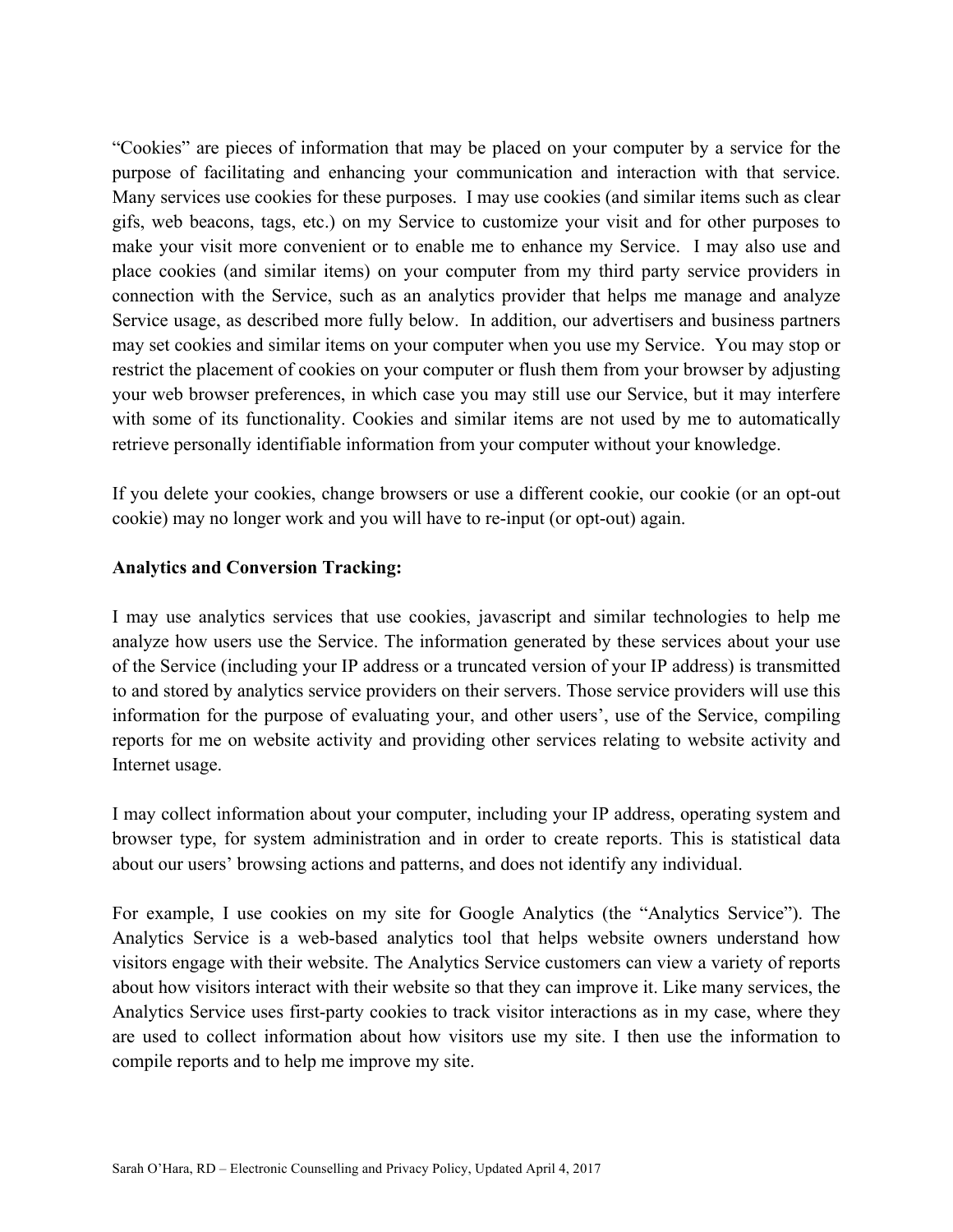"Cookies" are pieces of information that may be placed on your computer by a service for the purpose of facilitating and enhancing your communication and interaction with that service. Many services use cookies for these purposes. I may use cookies (and similar items such as clear gifs, web beacons, tags, etc.) on my Service to customize your visit and for other purposes to make your visit more convenient or to enable me to enhance my Service. I may also use and place cookies (and similar items) on your computer from my third party service providers in connection with the Service, such as an analytics provider that helps me manage and analyze Service usage, as described more fully below. In addition, our advertisers and business partners may set cookies and similar items on your computer when you use my Service. You may stop or restrict the placement of cookies on your computer or flush them from your browser by adjusting your web browser preferences, in which case you may still use our Service, but it may interfere with some of its functionality. Cookies and similar items are not used by me to automatically retrieve personally identifiable information from your computer without your knowledge.

If you delete your cookies, change browsers or use a different cookie, our cookie (or an opt-out cookie) may no longer work and you will have to re-input (or opt-out) again.

**Analytics and Conversion Tracking:**

I may use analytics services that use cookies, javascript and similar technologies to help me analyze how users use the Service. The information generated by these services about your use of the Service (including your IP address or a truncated version of your IP address) is transmitted to and stored by analytics service providers on their servers. Those service providers will use this information for the purpose of evaluating your, and other users', use of the Service, compiling reports for me on website activity and providing other services relating to website activity and Internet usage.

I may collect information about your computer, including your IP address, operating system and browser type, for system administration and in order to create reports. This is statistical data about our users' browsing actions and patterns, and does not identify any individual.

For example, I use cookies on my site for Google Analytics (the "Analytics Service"). The Analytics Service is a web-based analytics tool that helps website owners understand how visitors engage with their website. The Analytics Service customers can view a variety of reports about how visitors interact with their website so that they can improve it. Like many services, the Analytics Service uses first-party cookies to track visitor interactions as in my case, where they are used to collect information about how visitors use my site. I then use the information to compile reports and to help me improve my site.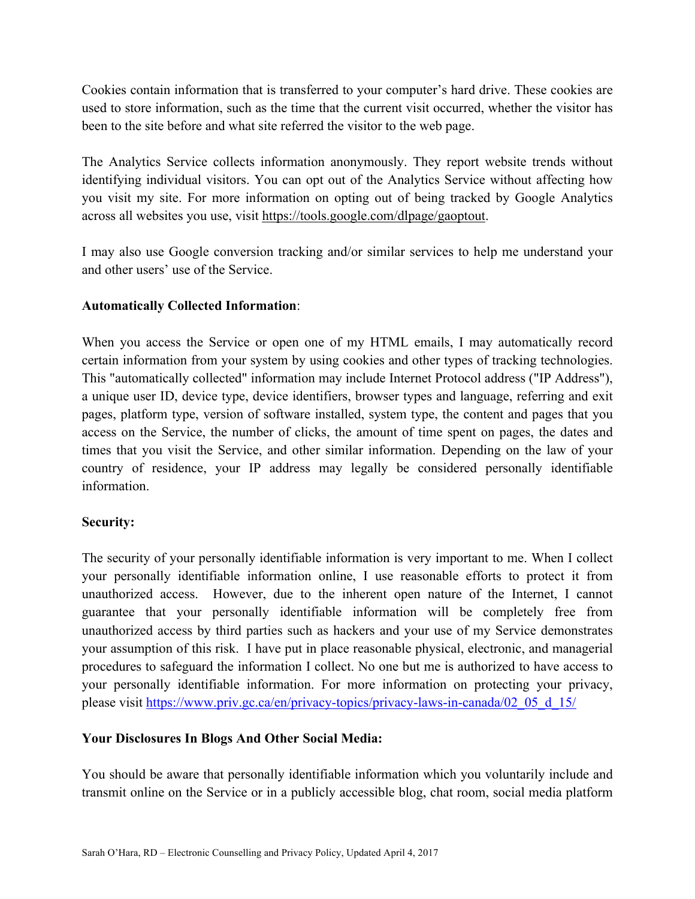Cookies contain information that is transferred to your computer's hard drive. These cookies are used to store information, such as the time that the current visit occurred, whether the visitor has been to the site before and what site referred the visitor to the web page.

The Analytics Service collects information anonymously. They report website trends without identifying individual visitors. You can opt out of the Analytics Service without affecting how you visit my site. For more information on opting out of being tracked by Google Analytics across all websites you use, visit https://tools.google.com/dlpage/gaoptout.

I may also use Google conversion tracking and/or similar services to help me understand your and other users' use of the Service.

**Automatically Collected Information**:

When you access the Service or open one of my HTML emails, I may automatically record certain information from your system by using cookies and other types of tracking technologies. This "automatically collected" information may include Internet Protocol address ("IP Address"), a unique user ID, device type, device identifiers, browser types and language, referring and exit pages, platform type, version of software installed, system type, the content and pages that you access on the Service, the number of clicks, the amount of time spent on pages, the dates and times that you visit the Service, and other similar information. Depending on the law of your country of residence, your IP address may legally be considered personally identifiable information.

**Security:**

The security of your personally identifiable information is very important to me. When I collect your personally identifiable information online, I use reasonable efforts to protect it from unauthorized access. However, due to the inherent open nature of the Internet, I cannot guarantee that your personally identifiable information will be completely free from unauthorized access by third parties such as hackers and your use of my Service demonstrates your assumption of this risk. I have put in place reasonable physical, electronic, and managerial procedures to safeguard the information I collect. No one but me is authorized to have access to your personally identifiable information. For more information on protecting your privacy, please visit https://www.priv.gc.ca/en/privacy-topics/privacy-laws-in-canada/02_05_d_15/

**Your Disclosures In Blogs And Other Social Media:**

You should be aware that personally identifiable information which you voluntarily include and transmit online on the Service or in a publicly accessible blog, chat room, social media platform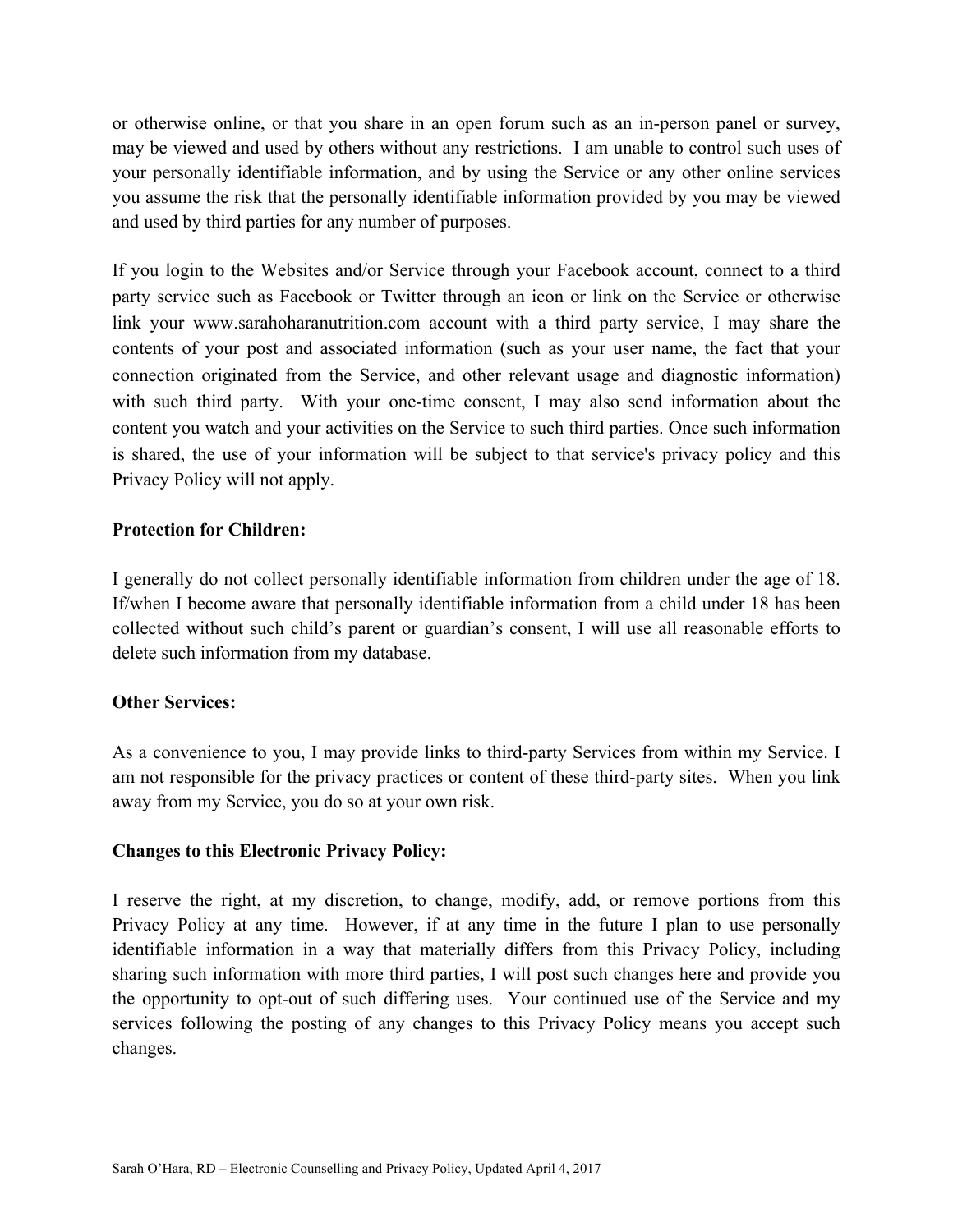or otherwise online, or that you share in an open forum such as an in-person panel or survey, may be viewed and used by others without any restrictions. I am unable to control such uses of your personally identifiable information, and by using the Service or any other online services you assume the risk that the personally identifiable information provided by you may be viewed and used by third parties for any number of purposes.

If you login to the Websites and/or Service through your Facebook account, connect to a third party service such as Facebook or Twitter through an icon or link on the Service or otherwise link your www.sarahoharanutrition.com account with a third party service, I may share the contents of your post and associated information (such as your user name, the fact that your connection originated from the Service, and other relevant usage and diagnostic information) with such third party. With your one-time consent, I may also send information about the content you watch and your activities on the Service to such third parties. Once such information is shared, the use of your information will be subject to that service's privacy policy and this Privacy Policy will not apply.

**Protection for Children:**

I generally do not collect personally identifiable information from children under the age of 18. If/when I become aware that personally identifiable information from a child under 18 has been collected without such child's parent or guardian's consent, I will use all reasonable efforts to delete such information from my database.

**Other Services:**

As a convenience to you, I may provide links to third-party Services from within my Service. I am not responsible for the privacy practices or content of these third-party sites. When you link away from my Service, you do so at your own risk.

**Changes to this Electronic Privacy Policy:**

I reserve the right, at my discretion, to change, modify, add, or remove portions from this Privacy Policy at any time. However, if at any time in the future I plan to use personally identifiable information in a way that materially differs from this Privacy Policy, including sharing such information with more third parties, I will post such changes here and provide you the opportunity to opt-out of such differing uses. Your continued use of the Service and my services following the posting of any changes to this Privacy Policy means you accept such changes.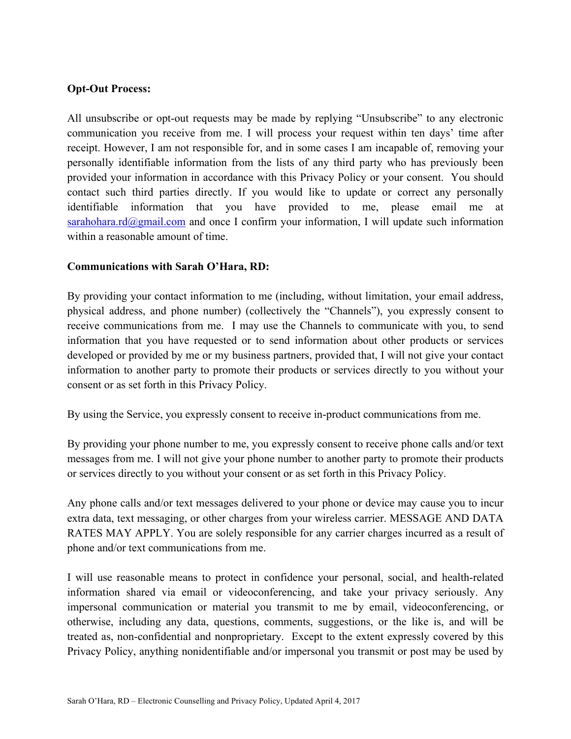**Opt-Out Process:**

All unsubscribe or opt-out requests may be made by replying "Unsubscribe" to any electronic communication you receive from me. I will process your request within ten days' time after receipt. However, I am not responsible for, and in some cases I am incapable of, removing your personally identifiable information from the lists of any third party who has previously been provided your information in accordance with this Privacy Policy or your consent. You should contact such third parties directly. If you would like to update or correct any personally identifiable information that you have provided to me, please email me at sarahohara.rd@gmail.com and once I confirm your information, I will update such information within a reasonable amount of time.

**Communications with Sarah O'Hara, RD:**

By providing your contact information to me (including, without limitation, your email address, physical address, and phone number) (collectively the "Channels"), you expressly consent to receive communications from me. I may use the Channels to communicate with you, to send information that you have requested or to send information about other products or services developed or provided by me or my business partners, provided that, I will not give your contact information to another party to promote their products or services directly to you without your consent or as set forth in this Privacy Policy.

By using the Service, you expressly consent to receive in-product communications from me.

By providing your phone number to me, you expressly consent to receive phone calls and/or text messages from me. I will not give your phone number to another party to promote their products or services directly to you without your consent or as set forth in this Privacy Policy.

Any phone calls and/or text messages delivered to your phone or device may cause you to incur extra data, text messaging, or other charges from your wireless carrier. MESSAGE AND DATA RATES MAY APPLY. You are solely responsible for any carrier charges incurred as a result of phone and/or text communications from me.

I will use reasonable means to protect in confidence your personal, social, and health-related information shared via email or videoconferencing, and take your privacy seriously. Any impersonal communication or material you transmit to me by email, videoconferencing, or otherwise, including any data, questions, comments, suggestions, or the like is, and will be treated as, non-confidential and nonproprietary. Except to the extent expressly covered by this Privacy Policy, anything nonidentifiable and/or impersonal you transmit or post may be used by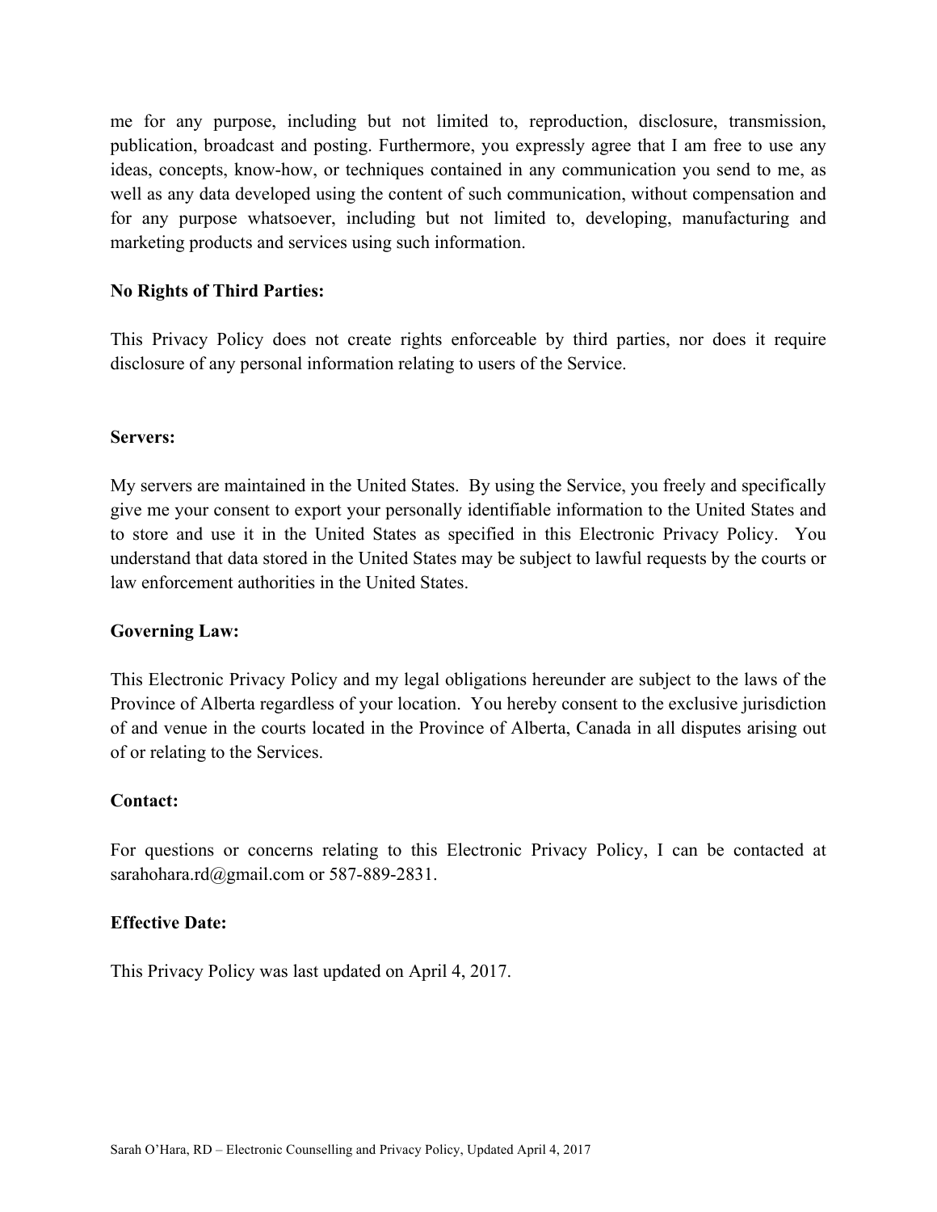me for any purpose, including but not limited to, reproduction, disclosure, transmission, publication, broadcast and posting. Furthermore, you expressly agree that I am free to use any ideas, concepts, know-how, or techniques contained in any communication you send to me, as well as any data developed using the content of such communication, without compensation and for any purpose whatsoever, including but not limited to, developing, manufacturing and marketing products and services using such information.

**No Rights of Third Parties:**

This Privacy Policy does not create rights enforceable by third parties, nor does it require disclosure of any personal information relating to users of the Service.

**Servers:**

My servers are maintained in the United States. By using the Service, you freely and specifically give me your consent to export your personally identifiable information to the United States and to store and use it in the United States as specified in this Electronic Privacy Policy. You understand that data stored in the United States may be subject to lawful requests by the courts or law enforcement authorities in the United States.

**Governing Law:**

This Electronic Privacy Policy and my legal obligations hereunder are subject to the laws of the Province of Alberta regardless of your location. You hereby consent to the exclusive jurisdiction of and venue in the courts located in the Province of Alberta, Canada in all disputes arising out of or relating to the Services.

**Contact:**

For questions or concerns relating to this Electronic Privacy Policy, I can be contacted at sarahohara.rd@gmail.com or 587-889-2831.

**Effective Date:**

This Privacy Policy was last updated on April 4, 2017.